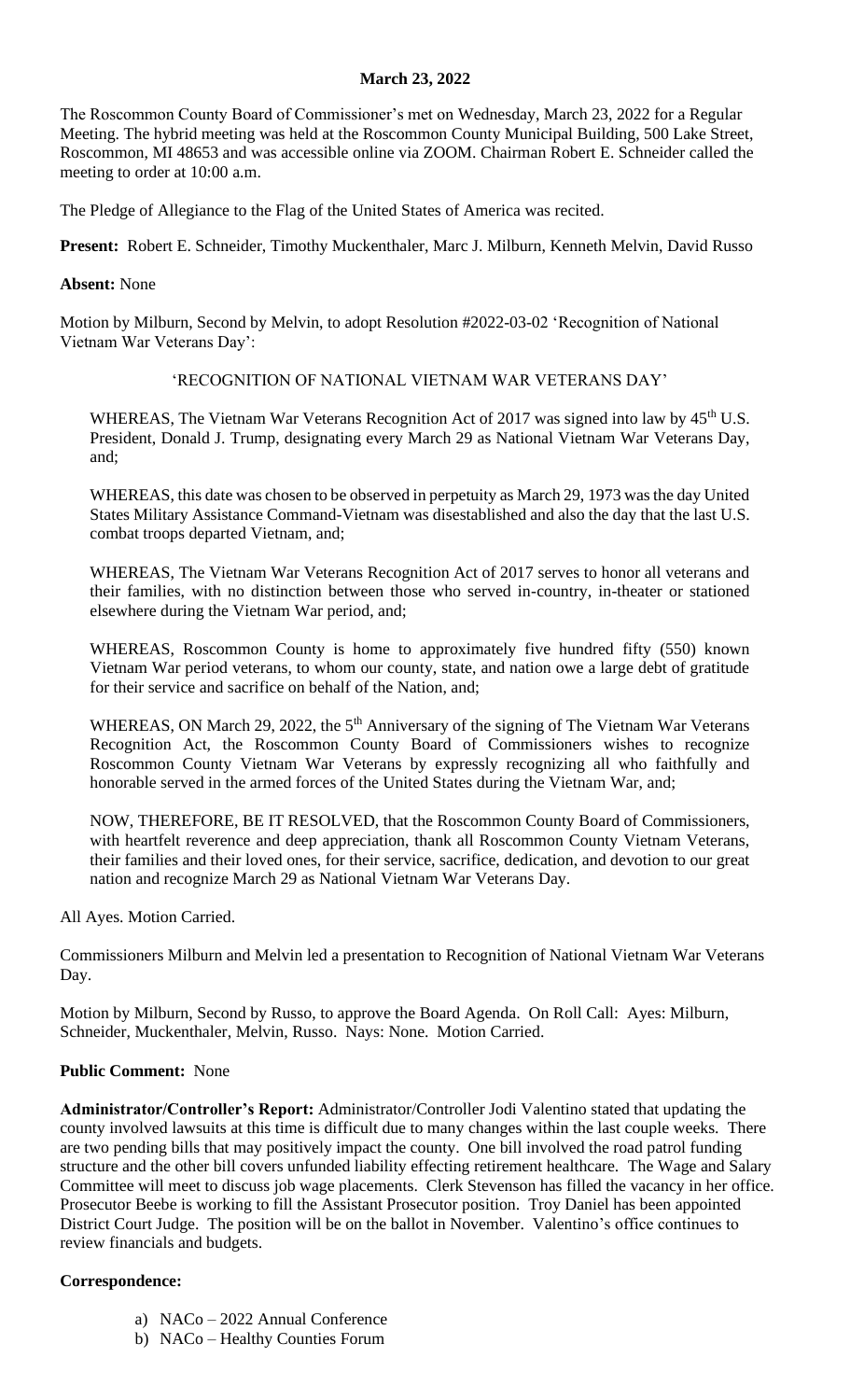**March 23, 2022**

The Roscommon County Board of Commissioner's met on Wednesday, March 23, 2022 for a Regular Meeting. The hybrid meeting was held at the Roscommon County Municipal Building, 500 Lake Street, Roscommon, MI 48653 and was accessible online via ZOOM. Chairman Robert E. Schneider called the meeting to order at 10:00 a.m.

The Pledge of Allegiance to the Flag of the United States of America was recited.

**Present:** Robert E. Schneider, Timothy Muckenthaler, Marc J. Milburn, Kenneth Melvin, David Russo

**Absent:** None

Motion by Milburn, Second by Melvin, to adopt Resolution #2022-03-02 'Recognition of National Vietnam War Veterans Day':

'RECOGNITION OF NATIONAL VIETNAM WAR VETERANS DAY'

WHEREAS, The Vietnam War Veterans Recognition Act of 2017 was signed into law by 45th U.S. President, Donald J. Trump, designating every March 29 as National Vietnam War Veterans Day, and;

WHEREAS, this date was chosen to be observed in perpetuity as March 29, 1973 was the day United States Military Assistance Command-Vietnam was disestablished and also the day that the last U.S. combat troops departed Vietnam, and;

WHEREAS, The Vietnam War Veterans Recognition Act of 2017 serves to honor all veterans and their families, with no distinction between those who served in-country, in-theater or stationed elsewhere during the Vietnam War period, and;

WHEREAS, Roscommon County is home to approximately five hundred fifty (550) known Vietnam War period veterans, to whom our county, state, and nation owe a large debt of gratitude for their service and sacrifice on behalf of the Nation, and;

WHEREAS, ON March 29, 2022, the 5th Anniversary of the signing of The Vietnam War Veterans Recognition Act, the Roscommon County Board of Commissioners wishes to recognize Roscommon County Vietnam War Veterans by expressly recognizing all who faithfully and honorable served in the armed forces of the United States during the Vietnam War, and;

NOW, THEREFORE, BE IT RESOLVED, that the Roscommon County Board of Commissioners, with heartfelt reverence and deep appreciation, thank all Roscommon County Vietnam Veterans, their families and their loved ones, for their service, sacrifice, dedication, and devotion to our great nation and recognize March 29 as National Vietnam War Veterans Day.

All Ayes. Motion Carried.

Commissioners Milburn and Melvin led a presentation to Recognition of National Vietnam War Veterans Day.

Motion by Milburn, Second by Russo, to approve the Board Agenda. On Roll Call: Ayes: Milburn, Schneider, Muckenthaler, Melvin, Russo. Nays: None. Motion Carried.

**Public Comment:** None

**Administrator/Controller's Report:** Administrator/Controller Jodi Valentino stated that updating the county involved lawsuits at this time is difficult due to many changes within the last couple weeks. There are two pending bills that may positively impact the county. One bill involved the road patrol funding structure and the other bill covers unfunded liability effecting retirement healthcare. The Wage and Salary Committee will meet to discuss job wage placements. Clerk Stevenson has filled the vacancy in her office. Prosecutor Beebe is working to fill the Assistant Prosecutor position. Troy Daniel has been appointed District Court Judge. The position will be on the ballot in November. Valentino's office continues to review financials and budgets.

**Correspondence:**

a) NACo – 2022 Annual Conference
b) NACo – Healthy Counties Forum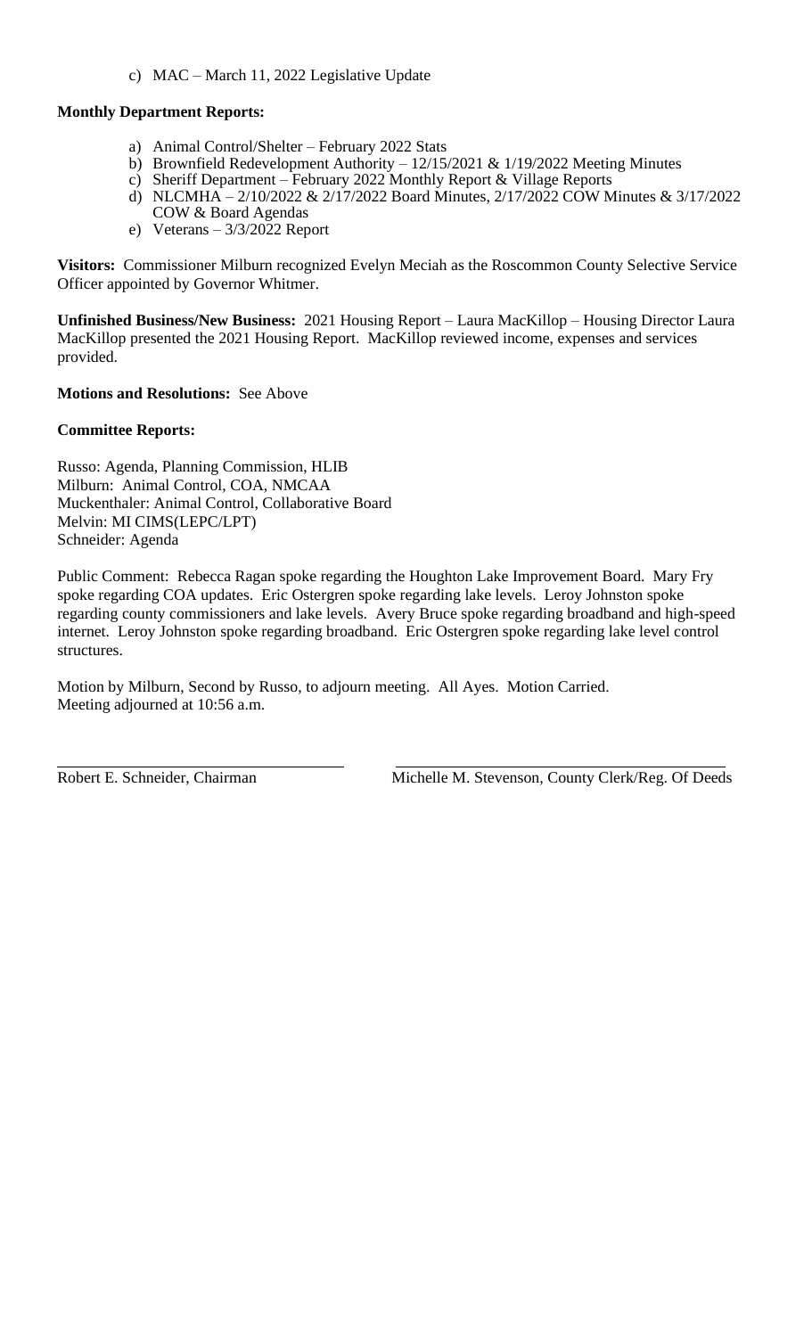c) MAC – March 11, 2022 Legislative Update

**Monthly Department Reports:**

a) Animal Control/Shelter – February 2022 Stats
b) Brownfield Redevelopment Authority – 12/15/2021 & 1/19/2022 Meeting Minutes
c) Sheriff Department – February 2022 Monthly Report & Village Reports
d) NLCMHA – 2/10/2022 & 2/17/2022 Board Minutes, 2/17/2022 COW Minutes & 3/17/2022 COW & Board Agendas
e) Veterans – 3/3/2022 Report

**Visitors:** Commissioner Milburn recognized Evelyn Meciah as the Roscommon County Selective Service Officer appointed by Governor Whitmer.

**Unfinished Business/New Business:** 2021 Housing Report – Laura MacKillop – Housing Director Laura MacKillop presented the 2021 Housing Report. MacKillop reviewed income, expenses and services provided.

**Motions and Resolutions:** See Above

**Committee Reports:**

Russo: Agenda, Planning Commission, HLIB
Milburn: Animal Control, COA, NMCAA
Muckenthaler: Animal Control, Collaborative Board
Melvin: MI CIMS(LEPC/LPT)
Schneider: Agenda

Public Comment: Rebecca Ragan spoke regarding the Houghton Lake Improvement Board. Mary Fry spoke regarding COA updates. Eric Ostergren spoke regarding lake levels. Leroy Johnston spoke regarding county commissioners and lake levels. Avery Bruce spoke regarding broadband and high-speed internet. Leroy Johnston spoke regarding broadband. Eric Ostergren spoke regarding lake level control structures.

Motion by Milburn, Second by Russo, to adjourn meeting. All Ayes. Motion Carried.
Meeting adjourned at 10:56 a.m.

Robert E. Schneider, Chairman

Michelle M. Stevenson, County Clerk/Reg. Of Deeds